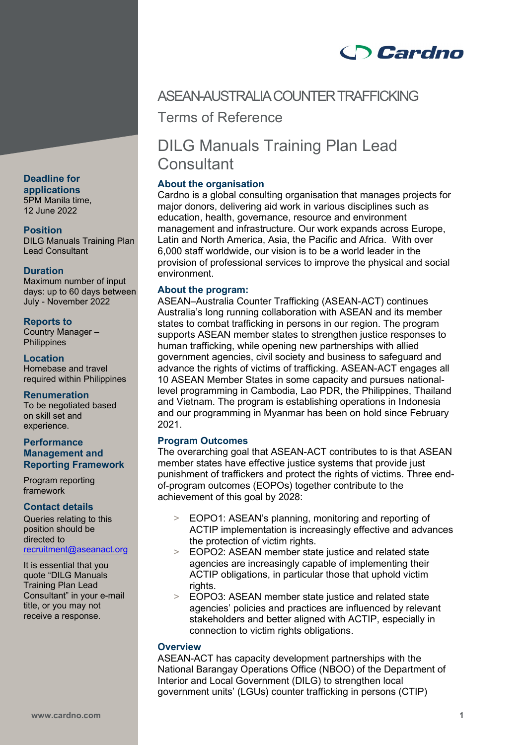Cardno

# ASEAN-AUSTRALIA COUNTER TRAFFICKING

## Terms of Reference

# DILG Manuals Training Plan Lead Consultant

**Deadline for applications**
5PM Manila time, 12 June 2022

**Position**
DILG Manuals Training Plan Lead Consultant

**Duration**
Maximum number of input days: up to 60 days between July - November 2022

**Reports to**
Country Manager – Philippines

**Location**
Homebase and travel required within Philippines

**Renumeration**
To be negotiated based on skill set and experience.

**Performance Management and Reporting Framework**
Program reporting framework

**Contact details**
Queries relating to this position should be directed to recruitment@aseanact.org

It is essential that you quote "DILG Manuals Training Plan Lead Consultant" in your e-mail title, or you may not receive a response.

### About the organisation

Cardno is a global consulting organisation that manages projects for major donors, delivering aid work in various disciplines such as education, health, governance, resource and environment management and infrastructure. Our work expands across Europe, Latin and North America, Asia, the Pacific and Africa. With over 6,000 staff worldwide, our vision is to be a world leader in the provision of professional services to improve the physical and social environment.

### About the program:

ASEAN–Australia Counter Trafficking (ASEAN-ACT) continues Australia's long running collaboration with ASEAN and its member states to combat trafficking in persons in our region. The program supports ASEAN member states to strengthen justice responses to human trafficking, while opening new partnerships with allied government agencies, civil society and business to safeguard and advance the rights of victims of trafficking. ASEAN-ACT engages all 10 ASEAN Member States in some capacity and pursues national-level programming in Cambodia, Lao PDR, the Philippines, Thailand and Vietnam. The program is establishing operations in Indonesia and our programming in Myanmar has been on hold since February 2021.

### Program Outcomes

The overarching goal that ASEAN-ACT contributes to is that ASEAN member states have effective justice systems that provide just punishment of traffickers and protect the rights of victims. Three end-of-program outcomes (EOPOs) together contribute to the achievement of this goal by 2028:

- EOPO1: ASEAN's planning, monitoring and reporting of ACTIP implementation is increasingly effective and advances the protection of victim rights.
- EOPO2: ASEAN member state justice and related state agencies are increasingly capable of implementing their ACTIP obligations, in particular those that uphold victim rights.
- EOPO3: ASEAN member state justice and related state agencies' policies and practices are influenced by relevant stakeholders and better aligned with ACTIP, especially in connection to victim rights obligations.

### Overview

ASEAN-ACT has capacity development partnerships with the National Barangay Operations Office (NBOO) of the Department of Interior and Local Government (DILG) to strengthen local government units' (LGUs) counter trafficking in persons (CTIP)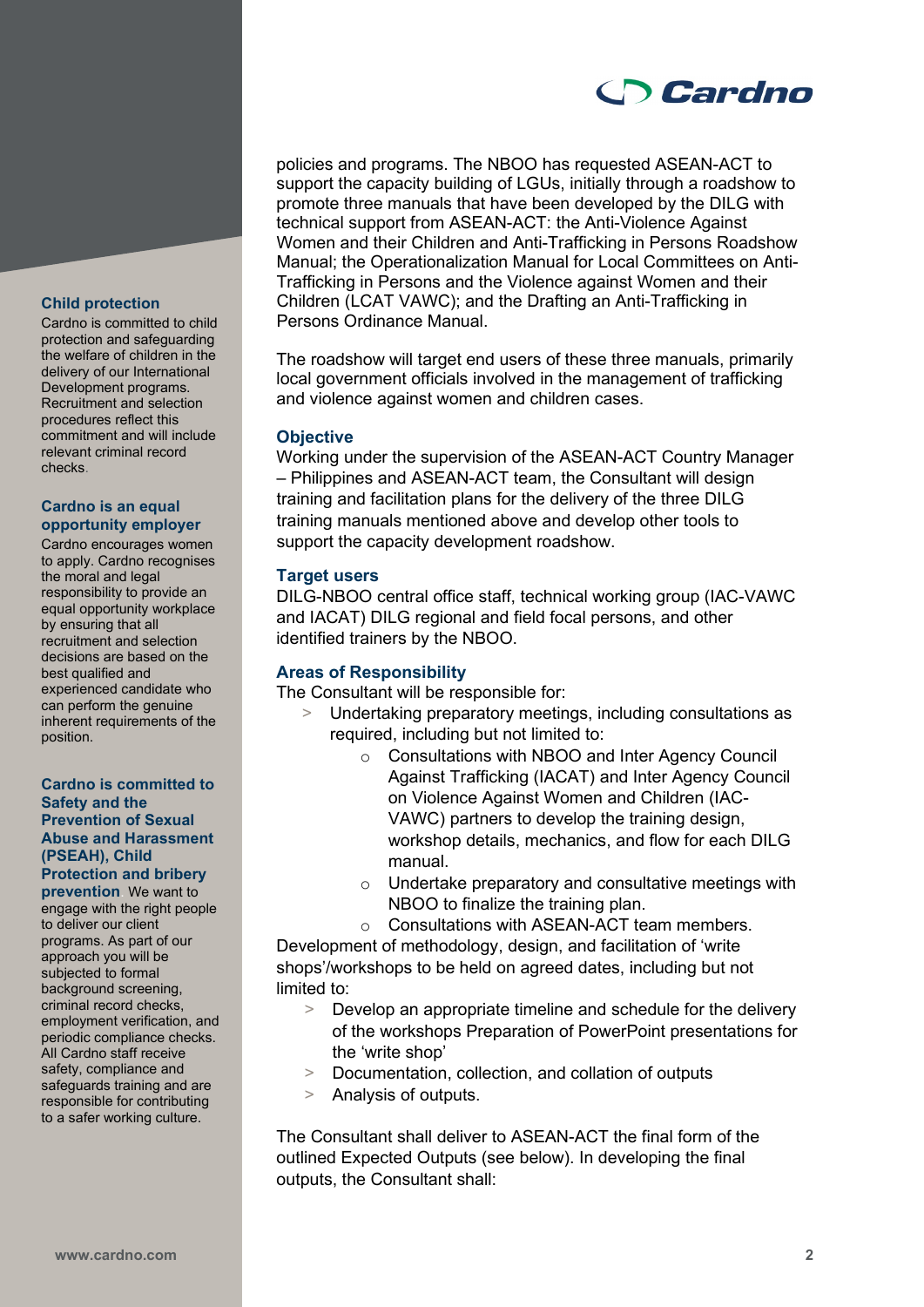### Child protection

Cardno is committed to child protection and safeguarding the welfare of children in the delivery of our International Development programs. Recruitment and selection procedures reflect this commitment and will include relevant criminal record checks.

### Cardno is an equal opportunity employer

Cardno encourages women to apply. Cardno recognises the moral and legal responsibility to provide an equal opportunity workplace by ensuring that all recruitment and selection decisions are based on the best qualified and experienced candidate who can perform the genuine inherent requirements of the position.

### Cardno is committed to Safety and the Prevention of Sexual Abuse and Harassment (PSEAH), Child Protection and bribery prevention

We want to engage with the right people to deliver our client programs. As part of our approach you will be subjected to formal background screening, criminal record checks, employment verification, and periodic compliance checks. All Cardno staff receive safety, compliance and safeguards training and are responsible for contributing to a safer working culture.

policies and programs. The NBOO has requested ASEAN-ACT to support the capacity building of LGUs, initially through a roadshow to promote three manuals that have been developed by the DILG with technical support from ASEAN-ACT: the Anti-Violence Against Women and their Children and Anti-Trafficking in Persons Roadshow Manual; the Operationalization Manual for Local Committees on Anti-Trafficking in Persons and the Violence against Women and their Children (LCAT VAWC); and the Drafting an Anti-Trafficking in Persons Ordinance Manual.

The roadshow will target end users of these three manuals, primarily local government officials involved in the management of trafficking and violence against women and children cases.

### Objective

Working under the supervision of the ASEAN-ACT Country Manager – Philippines and ASEAN-ACT team, the Consultant will design training and facilitation plans for the delivery of the three DILG training manuals mentioned above and develop other tools to support the capacity development roadshow.

### Target users

DILG-NBOO central office staff, technical working group (IAC-VAWC and IACAT) DILG regional and field focal persons, and other identified trainers by the NBOO.

### Areas of Responsibility

The Consultant will be responsible for:

- Undertaking preparatory meetings, including consultations as required, including but not limited to:
  - Consultations with NBOO and Inter Agency Council Against Trafficking (IACAT) and Inter Agency Council on Violence Against Women and Children (IAC-VAWC) partners to develop the training design, workshop details, mechanics, and flow for each DILG manual.
  - Undertake preparatory and consultative meetings with NBOO to finalize the training plan.
  - Consultations with ASEAN-ACT team members.

Development of methodology, design, and facilitation of 'write shops'/workshops to be held on agreed dates, including but not limited to:

- Develop an appropriate timeline and schedule for the delivery of the workshops Preparation of PowerPoint presentations for the 'write shop'
- Documentation, collection, and collation of outputs
- Analysis of outputs.

The Consultant shall deliver to ASEAN-ACT the final form of the outlined Expected Outputs (see below). In developing the final outputs, the Consultant shall: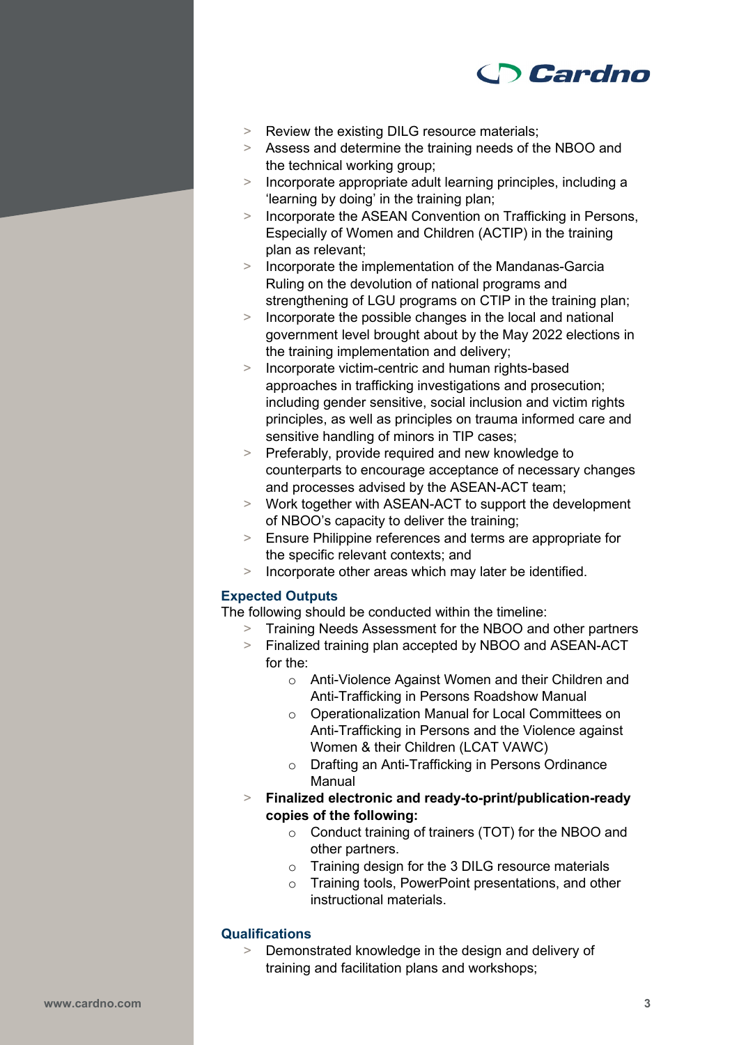- Review the existing DILG resource materials;
- Assess and determine the training needs of the NBOO and the technical working group;
- Incorporate appropriate adult learning principles, including a 'learning by doing' in the training plan;
- Incorporate the ASEAN Convention on Trafficking in Persons, Especially of Women and Children (ACTIP) in the training plan as relevant;
- Incorporate the implementation of the Mandanas-Garcia Ruling on the devolution of national programs and strengthening of LGU programs on CTIP in the training plan;
- Incorporate the possible changes in the local and national government level brought about by the May 2022 elections in the training implementation and delivery;
- Incorporate victim-centric and human rights-based approaches in trafficking investigations and prosecution; including gender sensitive, social inclusion and victim rights principles, as well as principles on trauma informed care and sensitive handling of minors in TIP cases;
- Preferably, provide required and new knowledge to counterparts to encourage acceptance of necessary changes and processes advised by the ASEAN-ACT team;
- Work together with ASEAN-ACT to support the development of NBOO's capacity to deliver the training;
- Ensure Philippine references and terms are appropriate for the specific relevant contexts; and
- Incorporate other areas which may later be identified.

### Expected Outputs

The following should be conducted within the timeline:

- Training Needs Assessment for the NBOO and other partners
- Finalized training plan accepted by NBOO and ASEAN-ACT for the:
  - Anti-Violence Against Women and their Children and Anti-Trafficking in Persons Roadshow Manual
  - Operationalization Manual for Local Committees on Anti-Trafficking in Persons and the Violence against Women & their Children (LCAT VAWC)
  - Drafting an Anti-Trafficking in Persons Ordinance Manual
- **Finalized electronic and ready-to-print/publication-ready copies of the following:**
  - Conduct training of trainers (TOT) for the NBOO and other partners.
  - Training design for the 3 DILG resource materials
  - Training tools, PowerPoint presentations, and other instructional materials.

### Qualifications

- Demonstrated knowledge in the design and delivery of training and facilitation plans and workshops;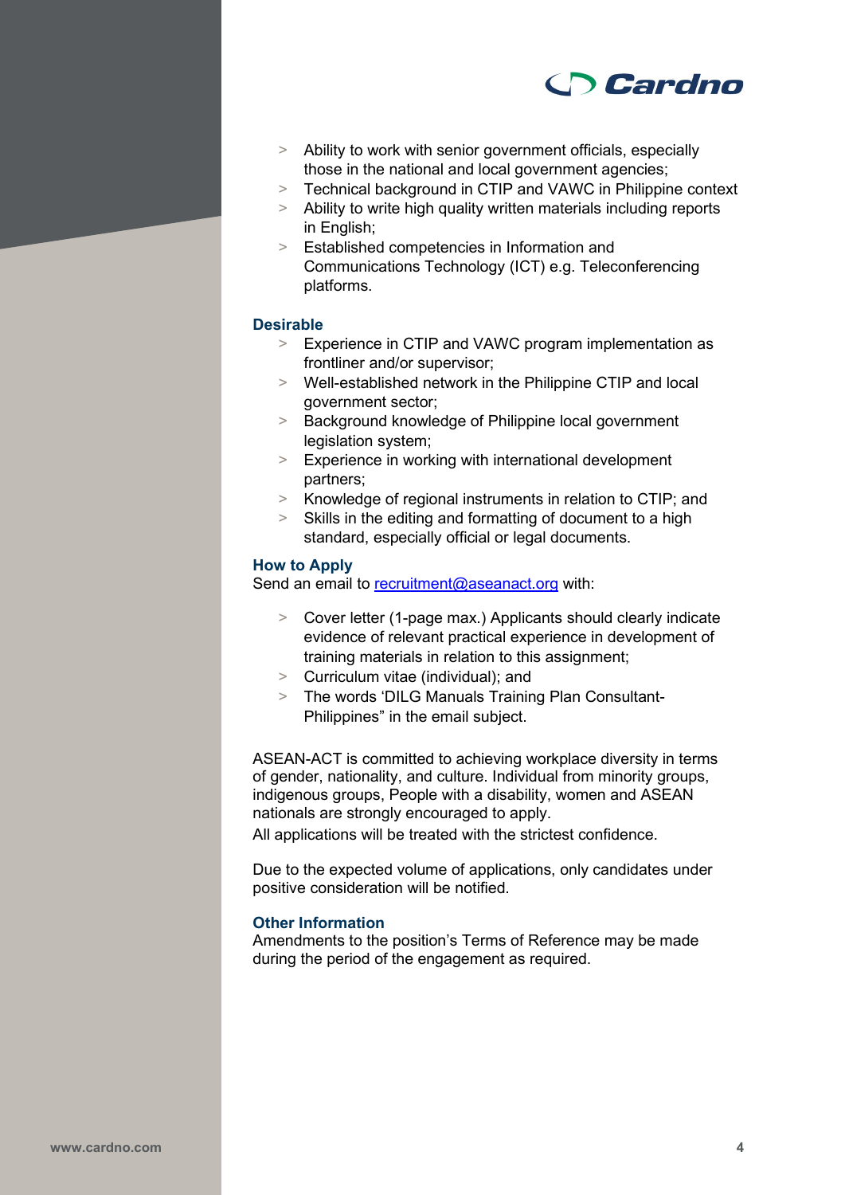- Ability to work with senior government officials, especially those in the national and local government agencies;
- Technical background in CTIP and VAWC in Philippine context
- Ability to write high quality written materials including reports in English;
- Established competencies in Information and Communications Technology (ICT) e.g. Teleconferencing platforms.

### Desirable

- Experience in CTIP and VAWC program implementation as frontliner and/or supervisor;
- Well-established network in the Philippine CTIP and local government sector;
- Background knowledge of Philippine local government legislation system;
- Experience in working with international development partners;
- Knowledge of regional instruments in relation to CTIP; and
- Skills in the editing and formatting of document to a high standard, especially official or legal documents.

### How to Apply

Send an email to recruitment@aseanact.org with:

- Cover letter (1-page max.) Applicants should clearly indicate evidence of relevant practical experience in development of training materials in relation to this assignment;
- Curriculum vitae (individual); and
- The words 'DILG Manuals Training Plan Consultant-Philippines" in the email subject.

ASEAN-ACT is committed to achieving workplace diversity in terms of gender, nationality, and culture. Individual from minority groups, indigenous groups, People with a disability, women and ASEAN nationals are strongly encouraged to apply.

All applications will be treated with the strictest confidence.

Due to the expected volume of applications, only candidates under positive consideration will be notified.

### Other Information

Amendments to the position's Terms of Reference may be made during the period of the engagement as required.